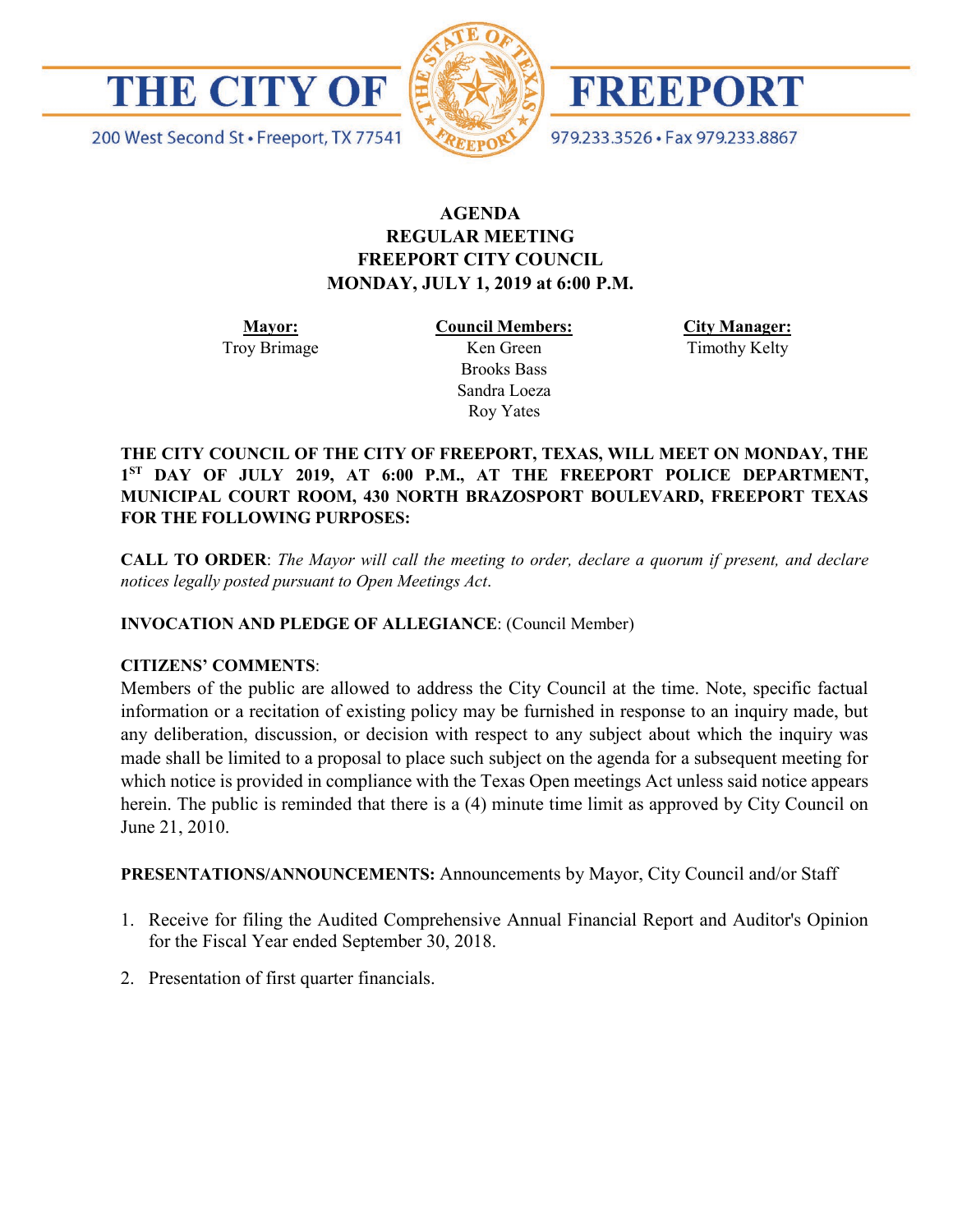# THE CITY OF FREEPORT

200 West Second St • Freeport, TX 77541 — 979.233.3526 • Fax 979.233.8867

**AGENDA**
**REGULAR MEETING**
**FREEPORT CITY COUNCIL**
**MONDAY, JULY 1, 2019 at 6:00 P.M.**

| **Mayor:** | **Council Members:** | **City Manager:** |
|---|---|---|
| Troy Brimage | Ken Green | Timothy Kelty |
| | Brooks Bass | |
| | Sandra Loeza | |
| | Roy Yates | |

**THE CITY COUNCIL OF THE CITY OF FREEPORT, TEXAS, WILL MEET ON MONDAY, THE 1ST DAY OF JULY 2019, AT 6:00 P.M., AT THE FREEPORT POLICE DEPARTMENT, MUNICIPAL COURT ROOM, 430 NORTH BRAZOSPORT BOULEVARD, FREEPORT TEXAS FOR THE FOLLOWING PURPOSES:**

**CALL TO ORDER**: *The Mayor will call the meeting to order, declare a quorum if present, and declare notices legally posted pursuant to Open Meetings Act*.

**INVOCATION AND PLEDGE OF ALLEGIANCE**: (Council Member)

**CITIZENS' COMMENTS**:
Members of the public are allowed to address the City Council at the time. Note, specific factual information or a recitation of existing policy may be furnished in response to an inquiry made, but any deliberation, discussion, or decision with respect to any subject about which the inquiry was made shall be limited to a proposal to place such subject on the agenda for a subsequent meeting for which notice is provided in compliance with the Texas Open meetings Act unless said notice appears herein. The public is reminded that there is a (4) minute time limit as approved by City Council on June 21, 2010.

**PRESENTATIONS/ANNOUNCEMENTS:** Announcements by Mayor, City Council and/or Staff

1. Receive for filing the Audited Comprehensive Annual Financial Report and Auditor's Opinion for the Fiscal Year ended September 30, 2018.
2. Presentation of first quarter financials.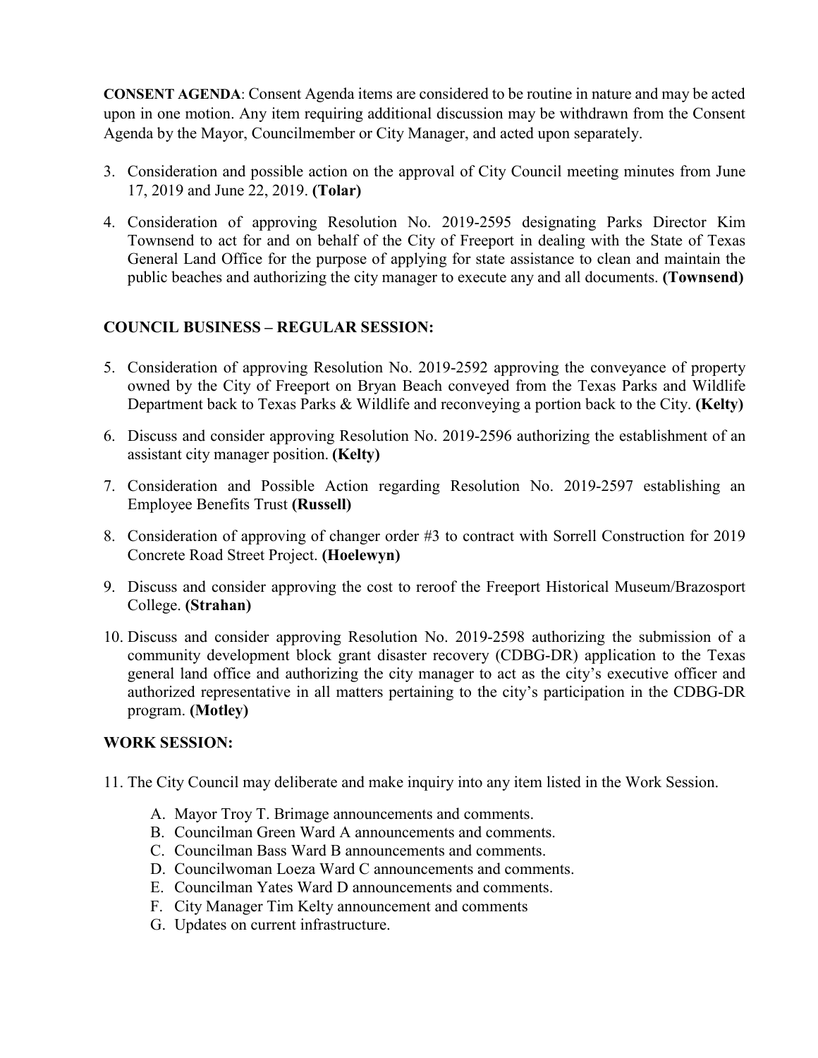**CONSENT AGENDA**: Consent Agenda items are considered to be routine in nature and may be acted upon in one motion. Any item requiring additional discussion may be withdrawn from the Consent Agenda by the Mayor, Councilmember or City Manager, and acted upon separately.

3. Consideration and possible action on the approval of City Council meeting minutes from June 17, 2019 and June 22, 2019. **(Tolar)**
4. Consideration of approving Resolution No. 2019-2595 designating Parks Director Kim Townsend to act for and on behalf of the City of Freeport in dealing with the State of Texas General Land Office for the purpose of applying for state assistance to clean and maintain the public beaches and authorizing the city manager to execute any and all documents. **(Townsend)**

**COUNCIL BUSINESS – REGULAR SESSION:**

5. Consideration of approving Resolution No. 2019-2592 approving the conveyance of property owned by the City of Freeport on Bryan Beach conveyed from the Texas Parks and Wildlife Department back to Texas Parks & Wildlife and reconveying a portion back to the City. **(Kelty)**
6. Discuss and consider approving Resolution No. 2019-2596 authorizing the establishment of an assistant city manager position. **(Kelty)**
7. Consideration and Possible Action regarding Resolution No. 2019-2597 establishing an Employee Benefits Trust **(Russell)**
8. Consideration of approving of changer order #3 to contract with Sorrell Construction for 2019 Concrete Road Street Project. **(Hoelewyn)**
9. Discuss and consider approving the cost to reroof the Freeport Historical Museum/Brazosport College. **(Strahan)**
10. Discuss and consider approving Resolution No. 2019-2598 authorizing the submission of a community development block grant disaster recovery (CDBG-DR) application to the Texas general land office and authorizing the city manager to act as the city's executive officer and authorized representative in all matters pertaining to the city's participation in the CDBG-DR program. **(Motley)**

**WORK SESSION:**

11. The City Council may deliberate and make inquiry into any item listed in the Work Session.
    A. Mayor Troy T. Brimage announcements and comments.
    B. Councilman Green Ward A announcements and comments.
    C. Councilman Bass Ward B announcements and comments.
    D. Councilwoman Loeza Ward C announcements and comments.
    E. Councilman Yates Ward D announcements and comments.
    F. City Manager Tim Kelty announcement and comments
    G. Updates on current infrastructure.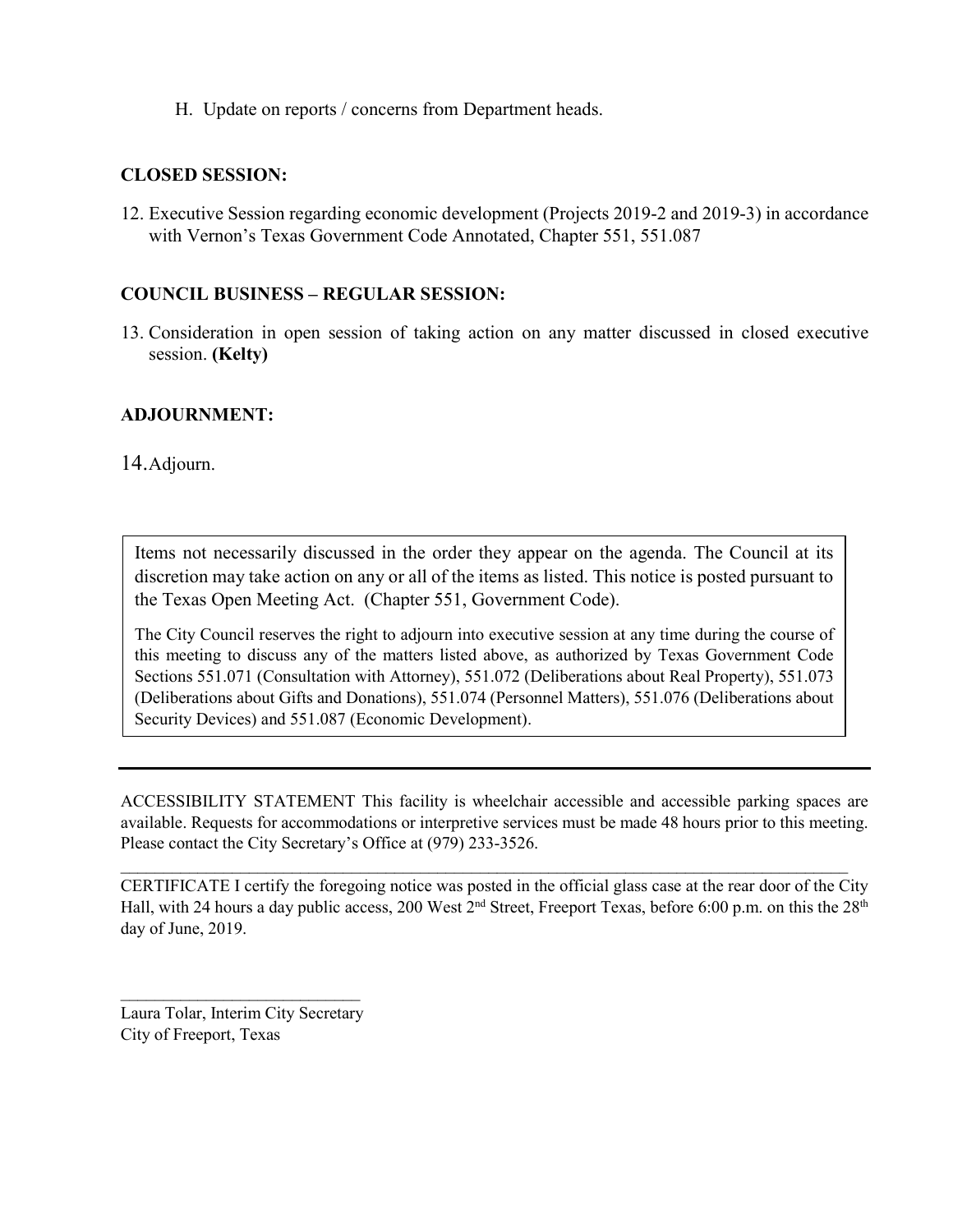H. Update on reports / concerns from Department heads.

**CLOSED SESSION:**

12. Executive Session regarding economic development (Projects 2019-2 and 2019-3) in accordance with Vernon's Texas Government Code Annotated, Chapter 551, 551.087

**COUNCIL BUSINESS – REGULAR SESSION:**

13. Consideration in open session of taking action on any matter discussed in closed executive session. **(Kelty)**

**ADJOURNMENT:**

14. Adjourn.

Items not necessarily discussed in the order they appear on the agenda. The Council at its discretion may take action on any or all of the items as listed. This notice is posted pursuant to the Texas Open Meeting Act. (Chapter 551, Government Code).

The City Council reserves the right to adjourn into executive session at any time during the course of this meeting to discuss any of the matters listed above, as authorized by Texas Government Code Sections 551.071 (Consultation with Attorney), 551.072 (Deliberations about Real Property), 551.073 (Deliberations about Gifts and Donations), 551.074 (Personnel Matters), 551.076 (Deliberations about Security Devices) and 551.087 (Economic Development).

---

ACCESSIBILITY STATEMENT This facility is wheelchair accessible and accessible parking spaces are available. Requests for accommodations or interpretive services must be made 48 hours prior to this meeting. Please contact the City Secretary's Office at (979) 233-3526.

---

CERTIFICATE I certify the foregoing notice was posted in the official glass case at the rear door of the City Hall, with 24 hours a day public access, 200 West 2nd Street, Freeport Texas, before 6:00 p.m. on this the 28th day of June, 2019.

\_\_\_\_\_\_\_\_\_\_\_\_\_\_\_\_\_\_\_\_\_\_\_\_\_\_\_\_

Laura Tolar, Interim City Secretary
City of Freeport, Texas